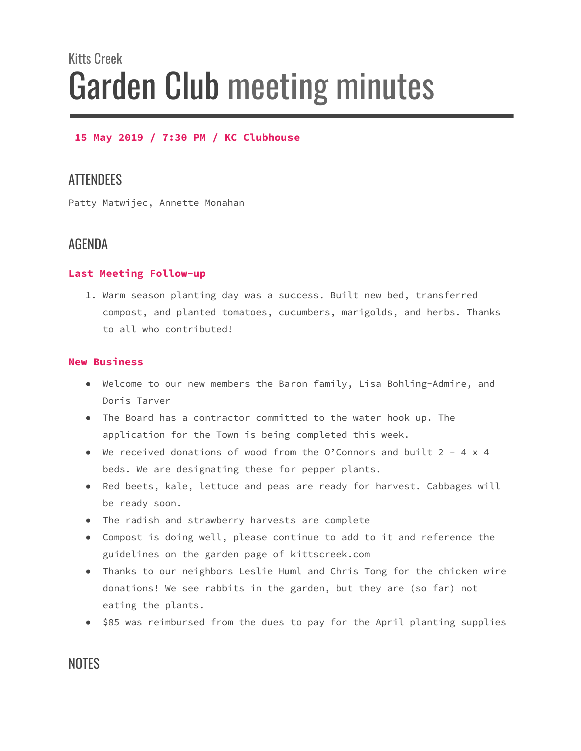Kitts Creek

# Garden Club meeting minutes

**15 May 2019 / 7:30 PM / KC Clubhouse**

## ATTENDEES

Patty Matwijec, Annette Monahan

## AGENDA

### Last Meeting Follow-up

1. Warm season planting day was a success. Built new bed, transferred compost, and planted tomatoes, cucumbers, marigolds, and herbs. Thanks to all who contributed!

### New Business

- Welcome to our new members the Baron family, Lisa Bohling-Admire, and Doris Tarver
- The Board has a contractor committed to the water hook up. The application for the Town is being completed this week.
- We received donations of wood from the O'Connors and built 2 - 4 x 4 beds. We are designating these for pepper plants.
- Red beets, kale, lettuce and peas are ready for harvest. Cabbages will be ready soon.
- The radish and strawberry harvests are complete
- Compost is doing well, please continue to add to it and reference the guidelines on the garden page of kittscreek.com
- Thanks to our neighbors Leslie Huml and Chris Tong for the chicken wire donations! We see rabbits in the garden, but they are (so far) not eating the plants.
- $85 was reimbursed from the dues to pay for the April planting supplies

## NOTES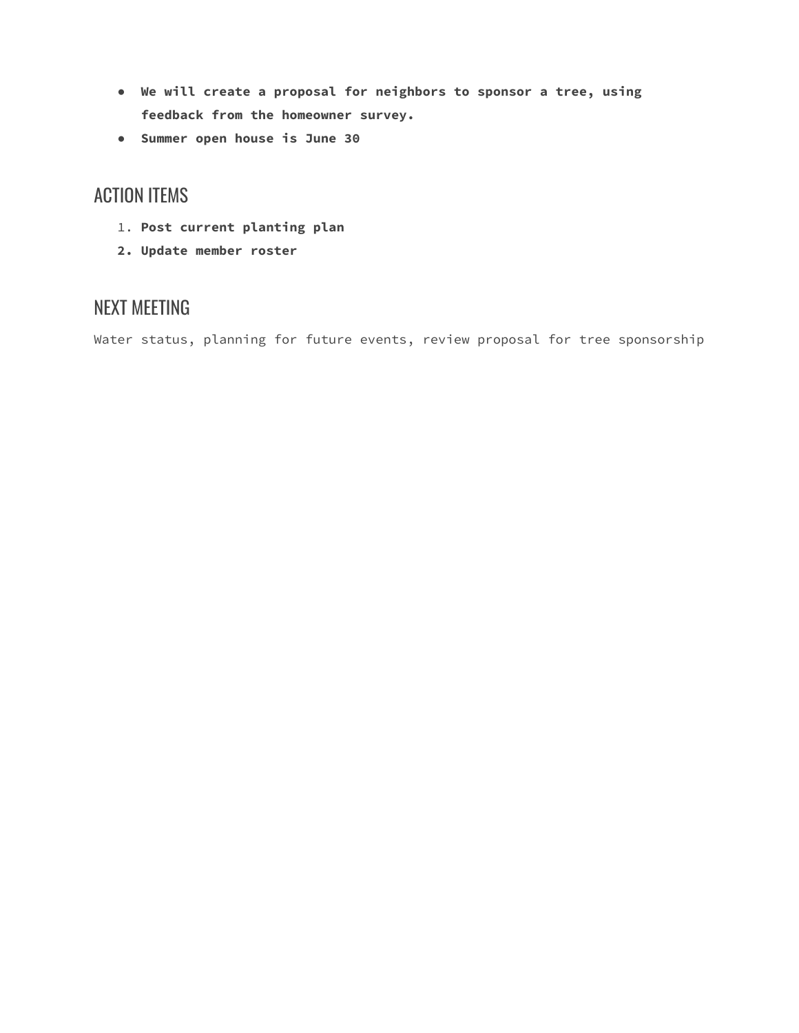- **We will create a proposal for neighbors to sponsor a tree, using feedback from the homeowner survey.**
- **Summer open house is June 30**

## ACTION ITEMS

1. **Post current planting plan**
2. **Update member roster**

## NEXT MEETING

Water status, planning for future events, review proposal for tree sponsorship